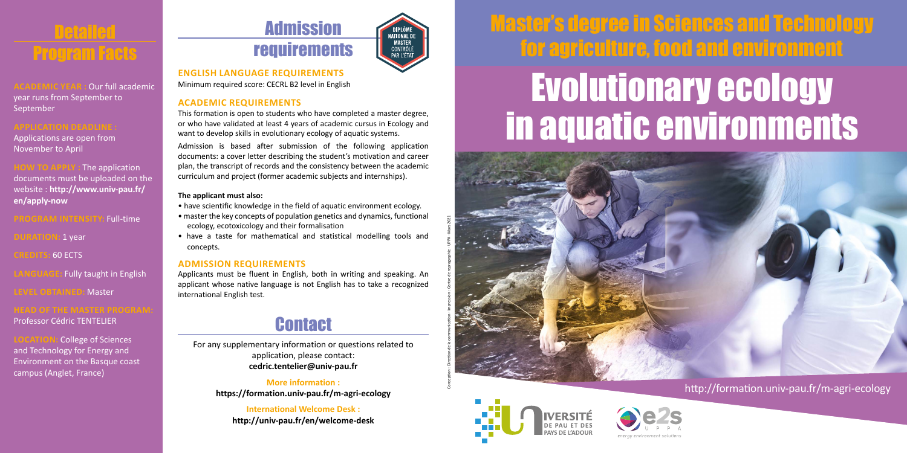# Detailed Program Facts

**ACADEMIC YEAR :** Our full academic year runs from September to September

**APPLICATION DEADLINE :** Applications are open from November to April

**HOW TO APPLY :** The application documents must be uploaded on the website : **http://www.univ-pau.fr/en/apply-now**

**PROGRAM INTENSITY:** Full-time

**DURATION:** 1 year

**CREDITS:** 60 ECTS

**LANGUAGE:** Fully taught in English

**LEVEL OBTAINED:** Master

**HEAD OF THE MASTER PROGRAM:** Professor Cédric TENTELIER

**LOCATION:** College of Sciences and Technology for Energy and Environment on the Basque coast campus (Anglet, France)

# Admission requirements

DIPLÔME NATIONAL DE MASTER CONTRÔLÉ PAR L'ÉTAT

### ENGLISH LANGUAGE REQUIREMENTS

Minimum required score: CECRL B2 level in English

### ACADEMIC REQUIREMENTS

This formation is open to students who have completed a master degree, or who have validated at least 4 years of academic cursus in Ecology and want to develop skills in evolutionary ecology of aquatic systems.

Admission is based after submission of the following application documents: a cover letter describing the student's motivation and career plan, the transcript of records and the consistency between the academic curriculum and project (former academic subjects and internships).

**The applicant must also:**

- have scientific knowledge in the field of aquatic environment ecology.
- master the key concepts of population genetics and dynamics, functional ecology, ecotoxicology and their formalisation
- have a taste for mathematical and statistical modelling tools and concepts.

### ADMISSION REQUIREMENTS

Applicants must be fluent in English, both in writing and speaking. An applicant whose native language is not English has to take a recognized international English test.

# Contact

For any supplementary information or questions related to application, please contact:
**cedric.tentelier@univ-pau.fr**

**More information :**
**https://formation.univ-pau.fr/m-agri-ecology**

**International Welcome Desk :**
**http://univ-pau.fr/en/welcome-desk**

Conception : Direction de la communication - Impression : Centre de reprographie - UPPA - Mars 2021

# Master's degree in Sciences and Technology for agriculture, food and environment

# Evolutionary ecology in aquatic environments

http://formation.univ-pau.fr/m-agri-ecology

UNIVERSITÉ DE PAU ET DES PAYS DE L'ADOUR

e2s UPPA energy environment solutions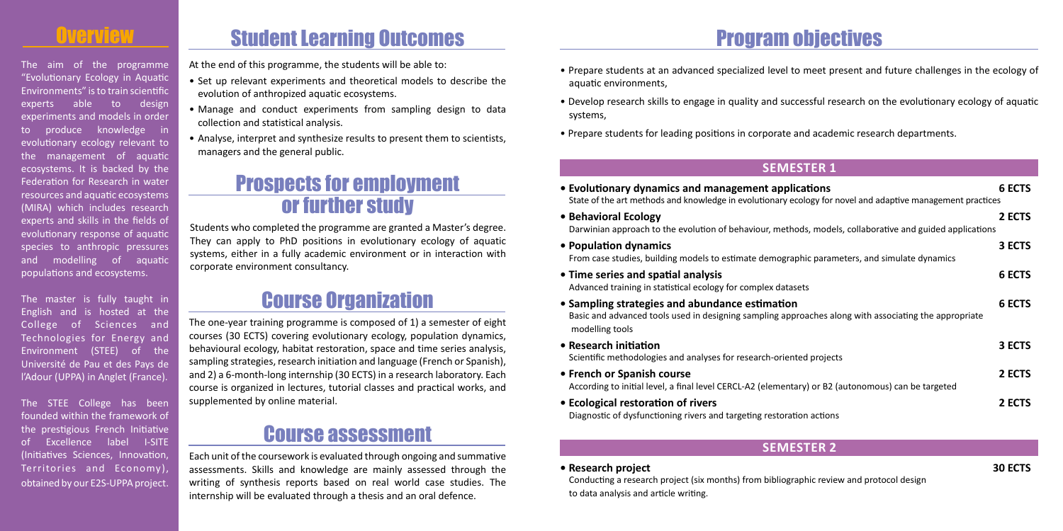## Overview

The aim of the programme "Evolutionary Ecology in Aquatic Environments" is to train scientific experts able to design experiments and models in order to produce knowledge in evolutionary ecology relevant to the management of aquatic ecosystems. It is backed by the Federation for Research in water resources and aquatic ecosystems (MIRA) which includes research experts and skills in the fields of evolutionary response of aquatic species to anthropic pressures and modelling of aquatic populations and ecosystems.

The master is fully taught in English and is hosted at the College of Sciences and Technologies for Energy and Environment (STEE) of the Université de Pau et des Pays de l'Adour (UPPA) in Anglet (France).

The STEE College has been founded within the framework of the prestigious French Initiative of Excellence label I-SITE (Initiatives Sciences, Innovation, Territories and Economy), obtained by our E2S-UPPA project.

## Student Learning Outcomes

At the end of this programme, the students will be able to:

- Set up relevant experiments and theoretical models to describe the evolution of anthropized aquatic ecosystems.
- Manage and conduct experiments from sampling design to data collection and statistical analysis.
- Analyse, interpret and synthesize results to present them to scientists, managers and the general public.

## Prospects for employment or further study

Students who completed the programme are granted a Master's degree. They can apply to PhD positions in evolutionary ecology of aquatic systems, either in a fully academic environment or in interaction with corporate environment consultancy.

## Course Organization

The one-year training programme is composed of 1) a semester of eight courses (30 ECTS) covering evolutionary ecology, population dynamics, behavioural ecology, habitat restoration, space and time series analysis, sampling strategies, research initiation and language (French or Spanish), and 2) a 6-month-long internship (30 ECTS) in a research laboratory. Each course is organized in lectures, tutorial classes and practical works, and supplemented by online material.

## Course assessment

Each unit of the coursework is evaluated through ongoing and summative assessments. Skills and knowledge are mainly assessed through the writing of synthesis reports based on real world case studies. The internship will be evaluated through a thesis and an oral defence.

## Program objectives

- Prepare students at an advanced specialized level to meet present and future challenges in the ecology of aquatic environments,
- Develop research skills to engage in quality and successful research on the evolutionary ecology of aquatic systems,
- Prepare students for leading positions in corporate and academic research departments.

### SEMESTER 1

- **Evolutionary dynamics and management applications** — **6 ECTS**
  State of the art methods and knowledge in evolutionary ecology for novel and adaptive management practices
- **Behavioral Ecology** — **2 ECTS**
  Darwinian approach to the evolution of behaviour, methods, models, collaborative and guided applications
- **Population dynamics** — **3 ECTS**
  From case studies, building models to estimate demographic parameters, and simulate dynamics
- **Time series and spatial analysis** — **6 ECTS**
  Advanced training in statistical ecology for complex datasets
- **Sampling strategies and abundance estimation** — **6 ECTS**
  Basic and advanced tools used in designing sampling approaches along with associating the appropriate modelling tools
- **Research initiation** — **3 ECTS**
  Scientific methodologies and analyses for research-oriented projects
- **French or Spanish course** — **2 ECTS**
  According to initial level, a final level CERCL-A2 (elementary) or B2 (autonomous) can be targeted
- **Ecological restoration of rivers** — **2 ECTS**
  Diagnostic of dysfunctioning rivers and targeting restoration actions

### SEMESTER 2

- **Research project** — **30 ECTS**
  Conducting a research project (six months) from bibliographic review and protocol design to data analysis and article writing.